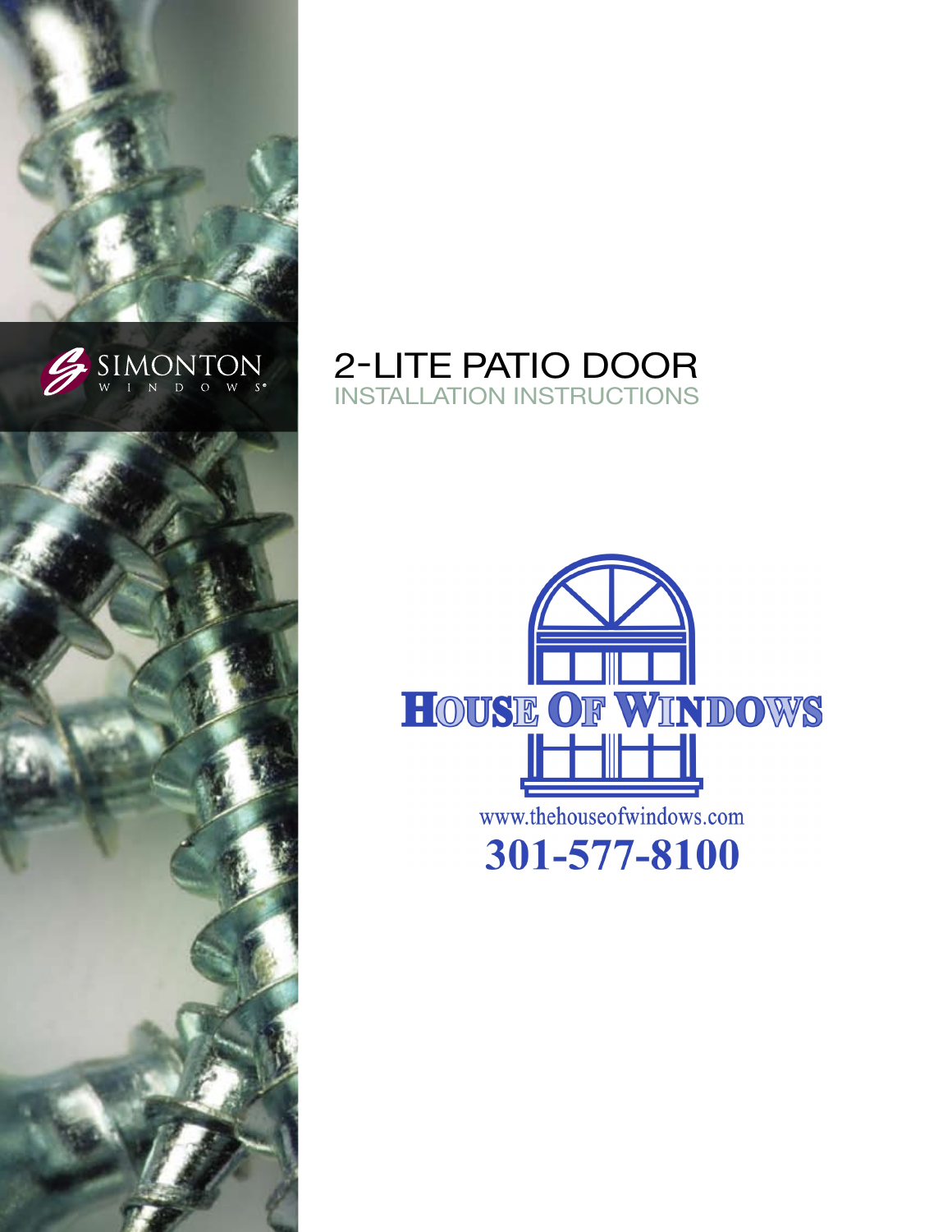SIMONTON WINDOWS®

# 2-LITE PATIO DOOR

## INSTALLATION INSTRUCTIONS

HOUSE OF WINDOWS

www.thehouseofwindows.com

**301-577-8100**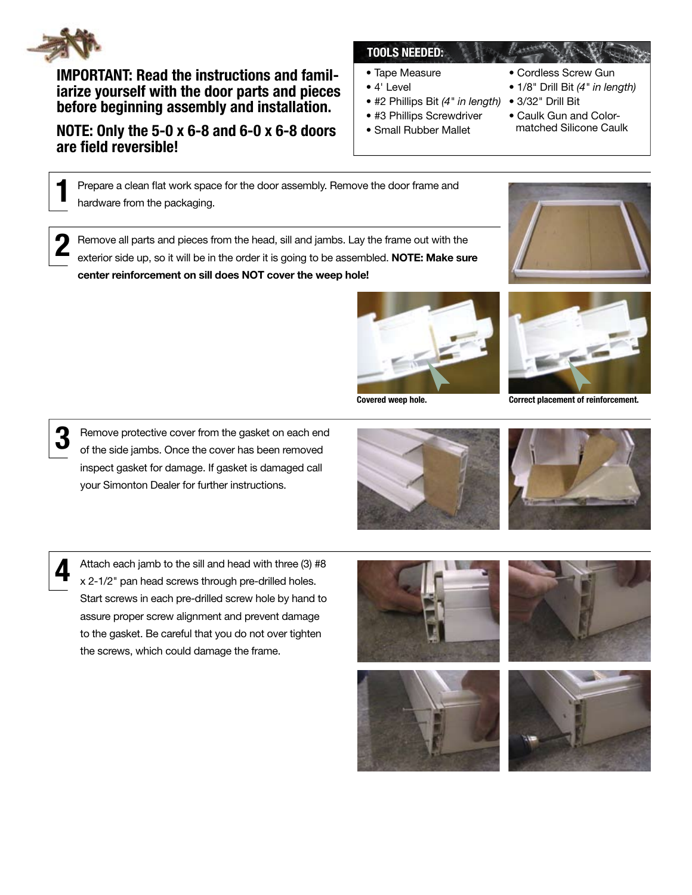**IMPORTANT: Read the instructions and familiarize yourself with the door parts and pieces before beginning assembly and installation.**

**NOTE: Only the 5-0 x 6-8 and 6-0 x 6-8 doors are field reversible!**

**TOOLS NEEDED:**

- Tape Measure
- 4' Level
- #2 Phillips Bit *(4" in length)*
- #3 Phillips Screwdriver
- Small Rubber Mallet
- Cordless Screw Gun
- 1/8" Drill Bit *(4" in length)*
- 3/32" Drill Bit
- Caulk Gun and Color-matched Silicone Caulk

**1** Prepare a clean flat work space for the door assembly. Remove the door frame and hardware from the packaging.

**2** Remove all parts and pieces from the head, sill and jambs. Lay the frame out with the exterior side up, so it will be in the order it is going to be assembled. **NOTE: Make sure center reinforcement on sill does NOT cover the weep hole!**

**Covered weep hole.**

**Correct placement of reinforcement.**

**3** Remove protective cover from the gasket on each end of the side jambs. Once the cover has been removed inspect gasket for damage. If gasket is damaged call your Simonton Dealer for further instructions.

**4** Attach each jamb to the sill and head with three (3) #8 x 2-1/2" pan head screws through pre-drilled holes. Start screws in each pre-drilled screw hole by hand to assure proper screw alignment and prevent damage to the gasket. Be careful that you do not over tighten the screws, which could damage the frame.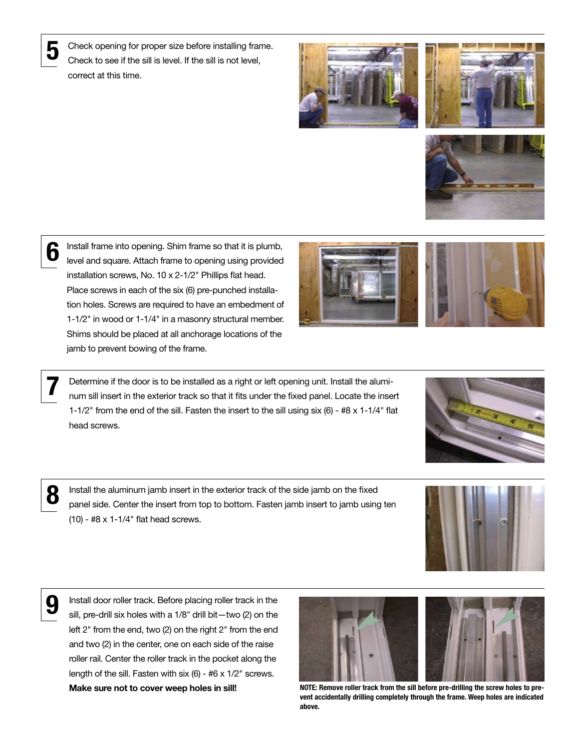**5** Check opening for proper size before installing frame. Check to see if the sill is level. If the sill is not level, correct at this time.

**6** Install frame into opening. Shim frame so that it is plumb, level and square. Attach frame to opening using provided installation screws, No. 10 x 2-1/2" Phillips flat head. Place screws in each of the six (6) pre-punched installation holes. Screws are required to have an embedment of 1-1/2" in wood or 1-1/4" in a masonry structural member. Shims should be placed at all anchorage locations of the jamb to prevent bowing of the frame.

**7** Determine if the door is to be installed as a right or left opening unit. Install the aluminum sill insert in the exterior track so that it fits under the fixed panel. Locate the insert 1-1/2" from the end of the sill. Fasten the insert to the sill using six (6) - #8 x 1-1/4" flat head screws.

**8** Install the aluminum jamb insert in the exterior track of the side jamb on the fixed panel side. Center the insert from top to bottom. Fasten jamb insert to jamb using ten (10) - #8 x 1-1/4" flat head screws.

**9** Install door roller track. Before placing roller track in the sill, pre-drill six holes with a 1/8" drill bit—two (2) on the left 2" from the end, two (2) on the right 2" from the end and two (2) in the center, one on each side of the raise roller rail. Center the roller track in the pocket along the length of the sill. Fasten with six (6) - #6 x 1/2" screws. **Make sure not to cover weep holes in sill!**

**NOTE: Remove roller track from the sill before pre-drilling the screw holes to prevent accidentally drilling completely through the frame. Weep holes are indicated above.**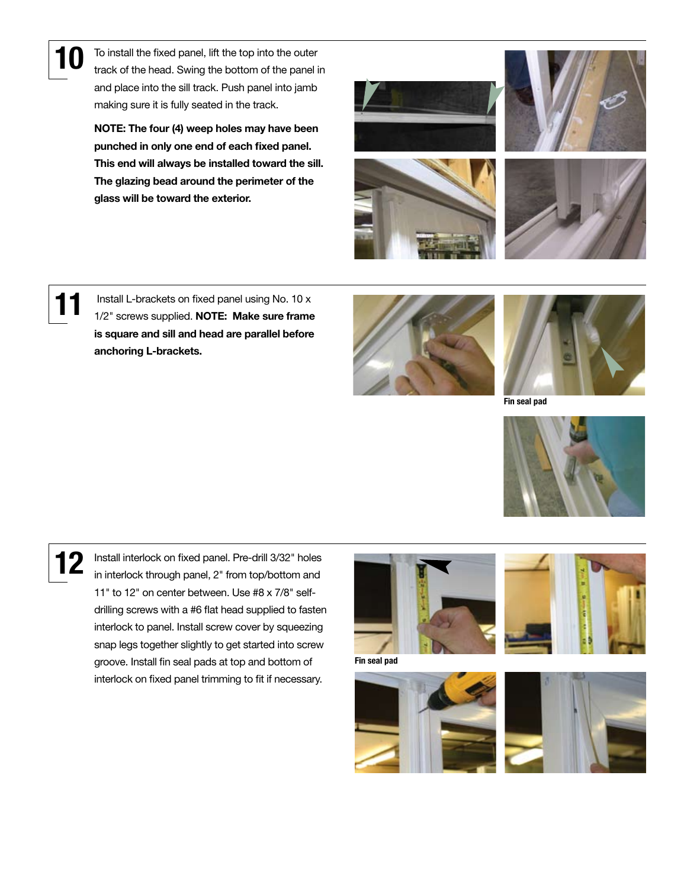## 10

To install the fixed panel, lift the top into the outer track of the head. Swing the bottom of the panel in and place into the sill track. Push panel into jamb making sure it is fully seated in the track.

**NOTE: The four (4) weep holes may have been punched in only one end of each fixed panel. This end will always be installed toward the sill. The glazing bead around the perimeter of the glass will be toward the exterior.**

## 11

Install L-brackets on fixed panel using No. 10 x 1/2" screws supplied. **NOTE: Make sure frame is square and sill and head are parallel before anchoring L-brackets.**

Fin seal pad

## 12

Install interlock on fixed panel. Pre-drill 3/32" holes in interlock through panel, 2" from top/bottom and 11" to 12" on center between. Use #8 x 7/8" self-drilling screws with a #6 flat head supplied to fasten interlock to panel. Install screw cover by squeezing snap legs together slightly to get started into screw groove. Install fin seal pads at top and bottom of interlock on fixed panel trimming to fit if necessary.

Fin seal pad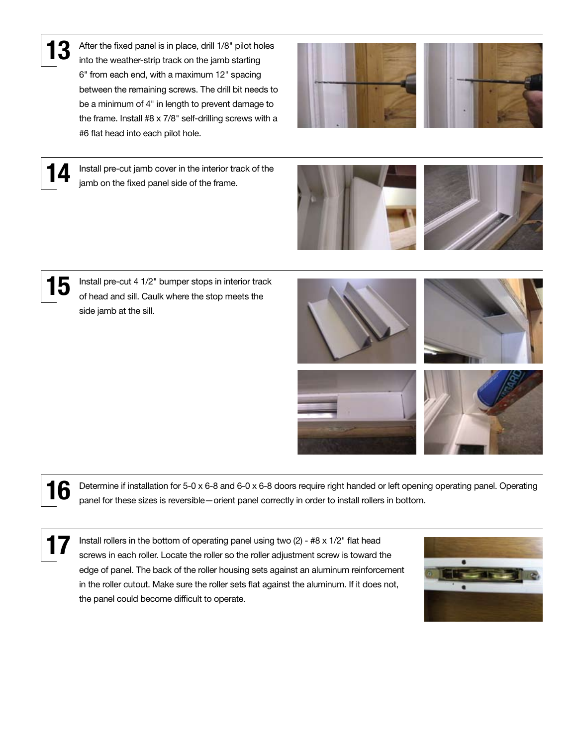**13** After the fixed panel is in place, drill 1/8" pilot holes into the weather-strip track on the jamb starting 6" from each end, with a maximum 12" spacing between the remaining screws. The drill bit needs to be a minimum of 4" in length to prevent damage to the frame. Install #8 x 7/8" self-drilling screws with a #6 flat head into each pilot hole.

**14** Install pre-cut jamb cover in the interior track of the jamb on the fixed panel side of the frame.

**15** Install pre-cut 4 1/2" bumper stops in interior track of head and sill. Caulk where the stop meets the side jamb at the sill.

**16** Determine if installation for 5-0 x 6-8 and 6-0 x 6-8 doors require right handed or left opening operating panel. Operating panel for these sizes is reversible—orient panel correctly in order to install rollers in bottom.

**17** Install rollers in the bottom of operating panel using two (2) - #8 x 1/2" flat head screws in each roller. Locate the roller so the roller adjustment screw is toward the edge of panel. The back of the roller housing sets against an aluminum reinforcement in the roller cutout. Make sure the roller sets flat against the aluminum. If it does not, the panel could become difficult to operate.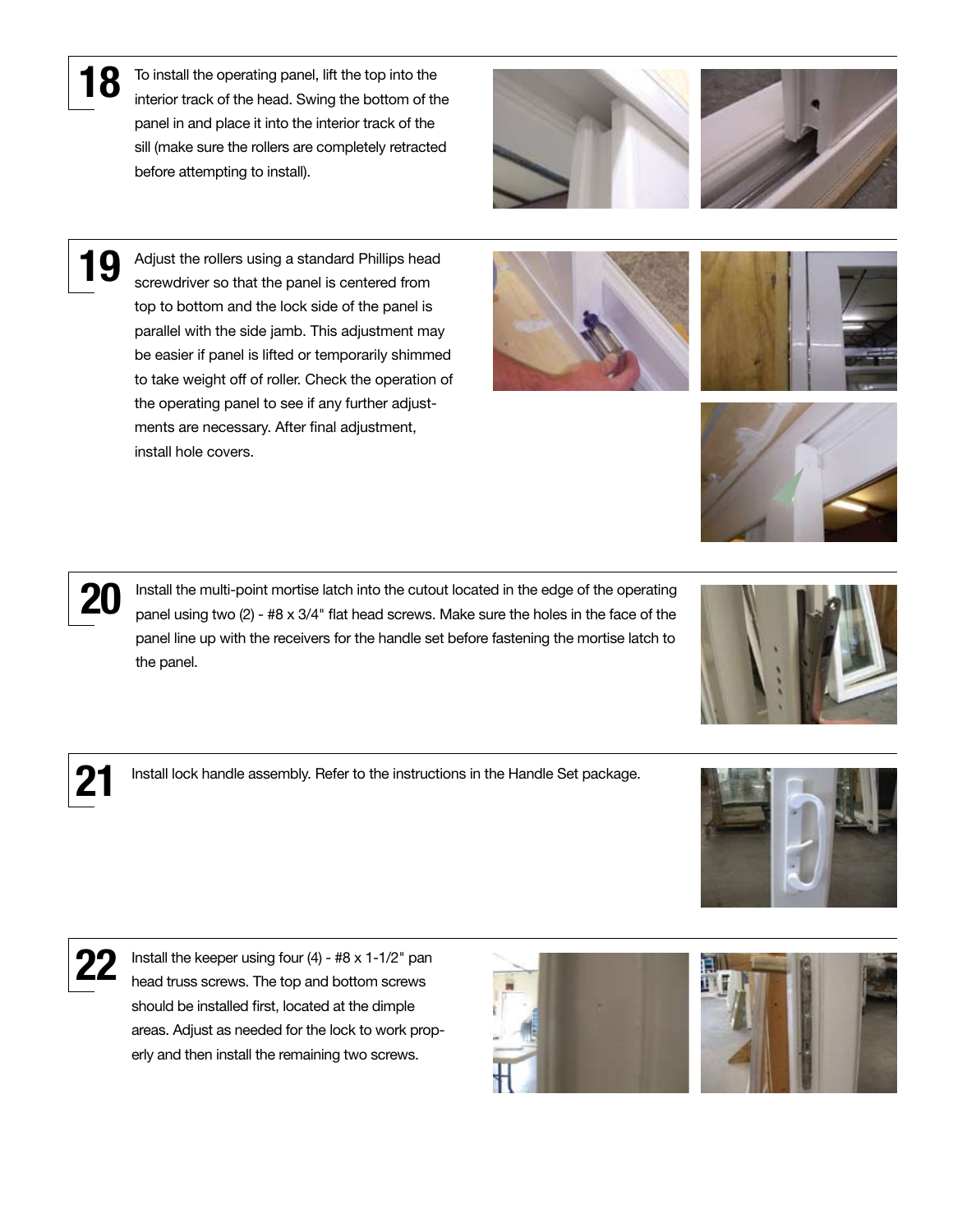**18** To install the operating panel, lift the top into the interior track of the head. Swing the bottom of the panel in and place it into the interior track of the sill (make sure the rollers are completely retracted before attempting to install).

**19** Adjust the rollers using a standard Phillips head screwdriver so that the panel is centered from top to bottom and the lock side of the panel is parallel with the side jamb. This adjustment may be easier if panel is lifted or temporarily shimmed to take weight off of roller. Check the operation of the operating panel to see if any further adjustments are necessary. After final adjustment, install hole covers.

**20** Install the multi-point mortise latch into the cutout located in the edge of the operating panel using two (2) - #8 x 3/4" flat head screws. Make sure the holes in the face of the panel line up with the receivers for the handle set before fastening the mortise latch to the panel.

**21** Install lock handle assembly. Refer to the instructions in the Handle Set package.

**22** Install the keeper using four (4) - #8 x 1-1/2" pan head truss screws. The top and bottom screws should be installed first, located at the dimple areas. Adjust as needed for the lock to work properly and then install the remaining two screws.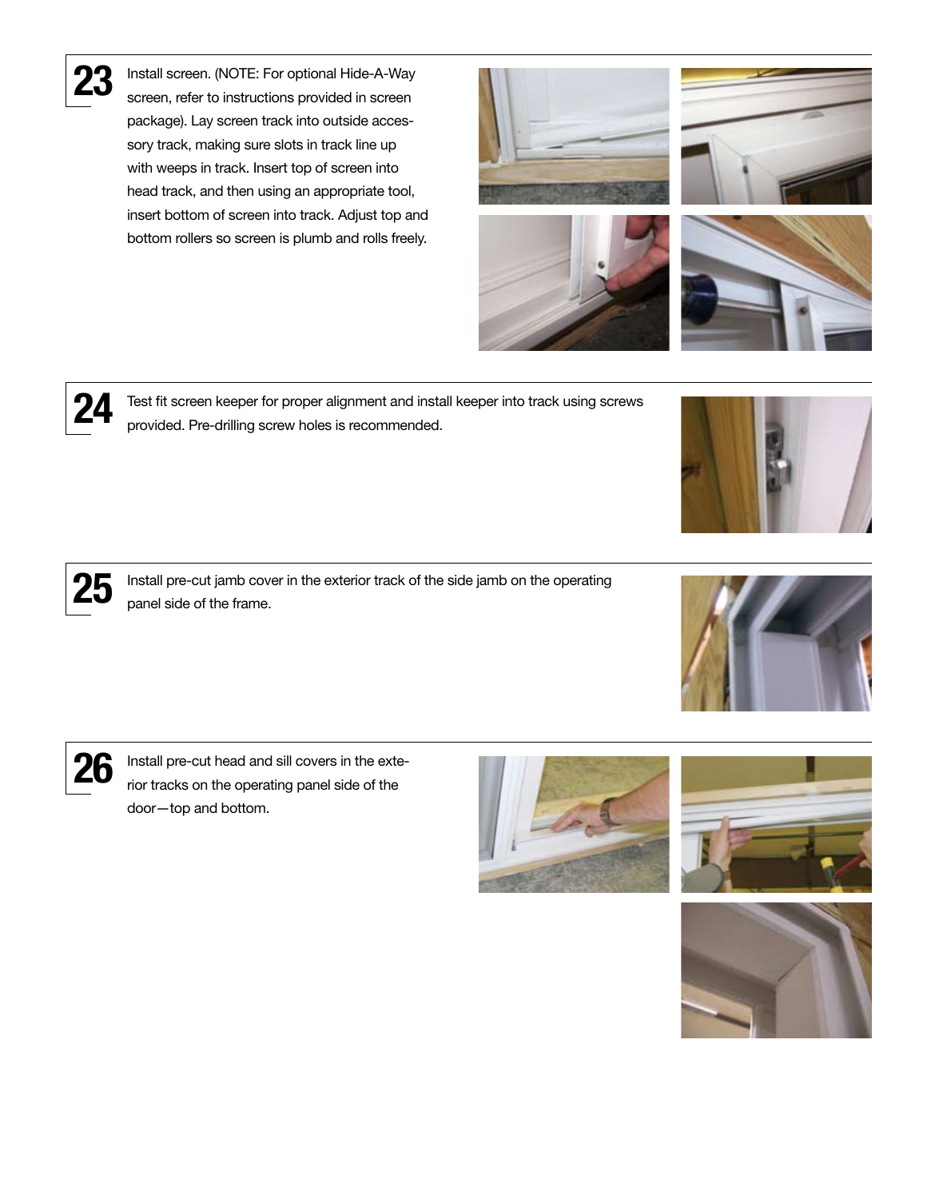**23** Install screen. (NOTE: For optional Hide-A-Way screen, refer to instructions provided in screen package). Lay screen track into outside accessory track, making sure slots in track line up with weeps in track. Insert top of screen into head track, and then using an appropriate tool, insert bottom of screen into track. Adjust top and bottom rollers so screen is plumb and rolls freely.

**24** Test fit screen keeper for proper alignment and install keeper into track using screws provided. Pre-drilling screw holes is recommended.

**25** Install pre-cut jamb cover in the exterior track of the side jamb on the operating panel side of the frame.

**26** Install pre-cut head and sill covers in the exterior tracks on the operating panel side of the door—top and bottom.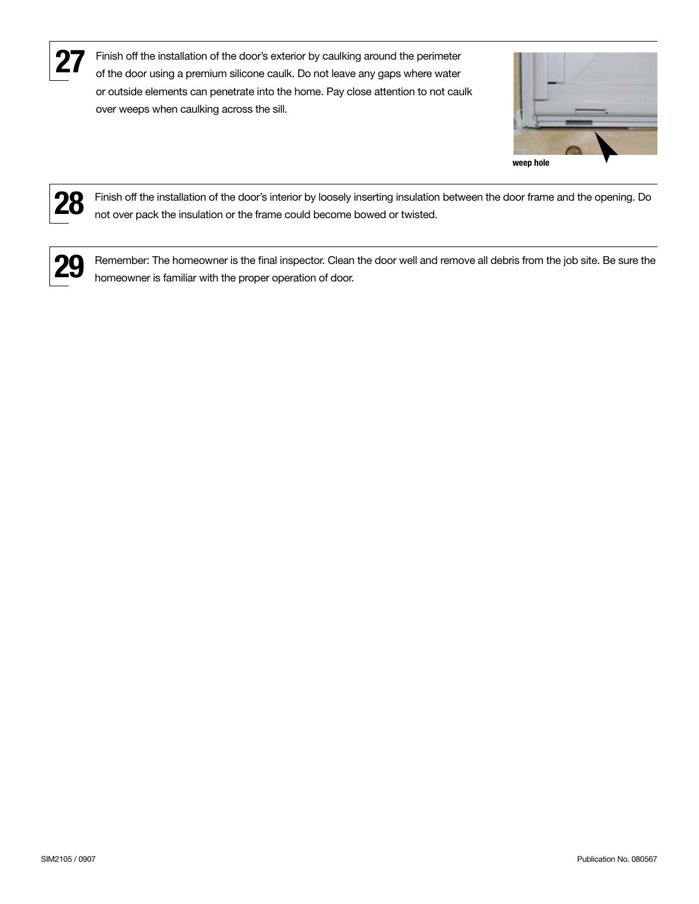**27** Finish off the installation of the door's exterior by caulking around the perimeter of the door using a premium silicone caulk. Do not leave any gaps where water or outside elements can penetrate into the home. Pay close attention to not caulk over weeps when caulking across the sill.

weep hole

**28** Finish off the installation of the door's interior by loosely inserting insulation between the door frame and the opening. Do not over pack the insulation or the frame could become bowed or twisted.

**29** Remember: The homeowner is the final inspector. Clean the door well and remove all debris from the job site. Be sure the homeowner is familiar with the proper operation of door.

SIM2105 / 0907

Publication No. 080567